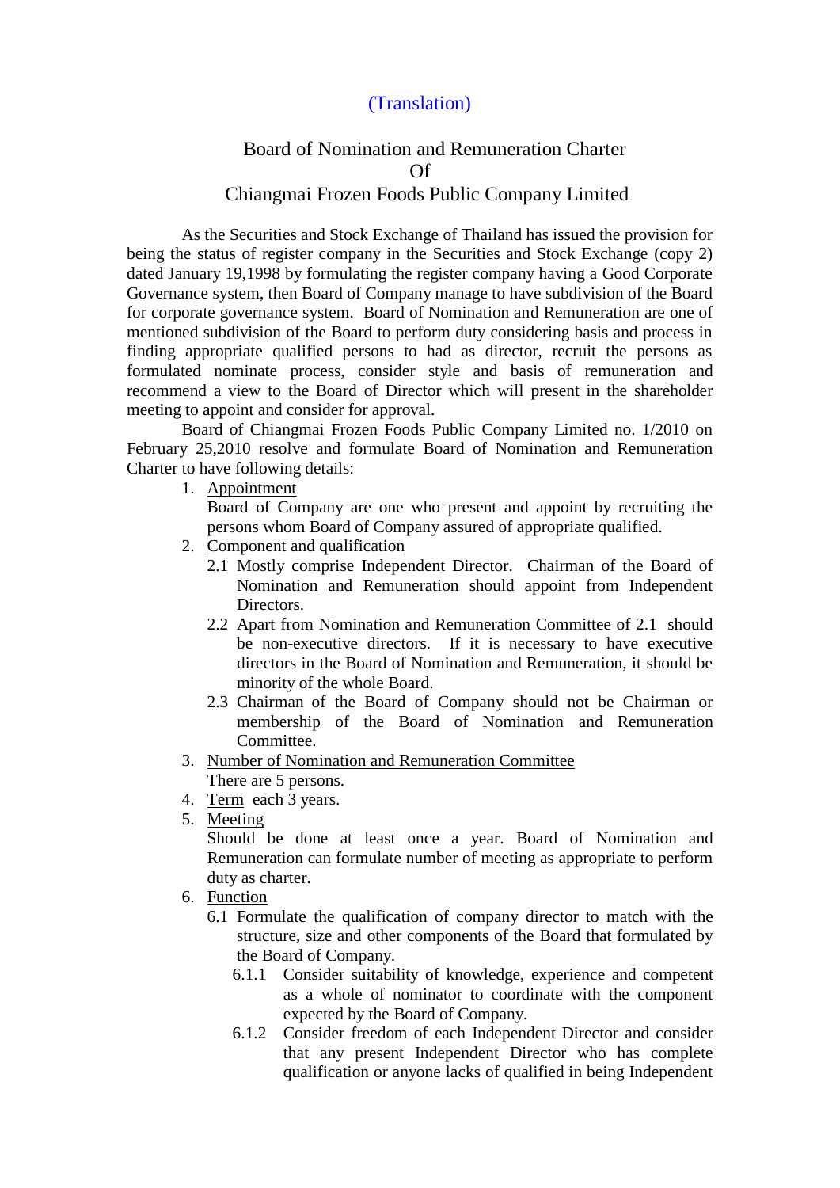(Translation)

# Board of Nomination and Remuneration Charter
# Of
# Chiangmai Frozen Foods Public Company Limited

As the Securities and Stock Exchange of Thailand has issued the provision for being the status of register company in the Securities and Stock Exchange (copy 2) dated January 19,1998 by formulating the register company having a Good Corporate Governance system, then Board of Company manage to have subdivision of the Board for corporate governance system. Board of Nomination and Remuneration are one of mentioned subdivision of the Board to perform duty considering basis and process in finding appropriate qualified persons to had as director, recruit the persons as formulated nominate process, consider style and basis of remuneration and recommend a view to the Board of Director which will present in the shareholder meeting to appoint and consider for approval.

Board of Chiangmai Frozen Foods Public Company Limited no. 1/2010 on February 25,2010 resolve and formulate Board of Nomination and Remuneration Charter to have following details:

1. <u>Appointment</u>
   Board of Company are one who present and appoint by recruiting the persons whom Board of Company assured of appropriate qualified.
2. <u>Component and qualification</u>
   - 2.1 Mostly comprise Independent Director. Chairman of the Board of Nomination and Remuneration should appoint from Independent Directors.
   - 2.2 Apart from Nomination and Remuneration Committee of 2.1 should be non-executive directors. If it is necessary to have executive directors in the Board of Nomination and Remuneration, it should be minority of the whole Board.
   - 2.3 Chairman of the Board of Company should not be Chairman or membership of the Board of Nomination and Remuneration Committee.
3. <u>Number of Nomination and Remuneration Committee</u>
   There are 5 persons.
4. <u>Term</u> each 3 years.
5. <u>Meeting</u>
   Should be done at least once a year. Board of Nomination and Remuneration can formulate number of meeting as appropriate to perform duty as charter.
6. <u>Function</u>
   - 6.1 Formulate the qualification of company director to match with the structure, size and other components of the Board that formulated by the Board of Company.
     - 6.1.1 Consider suitability of knowledge, experience and competent as a whole of nominator to coordinate with the component expected by the Board of Company.
     - 6.1.2 Consider freedom of each Independent Director and consider that any present Independent Director who has complete qualification or anyone lacks of qualified in being Independent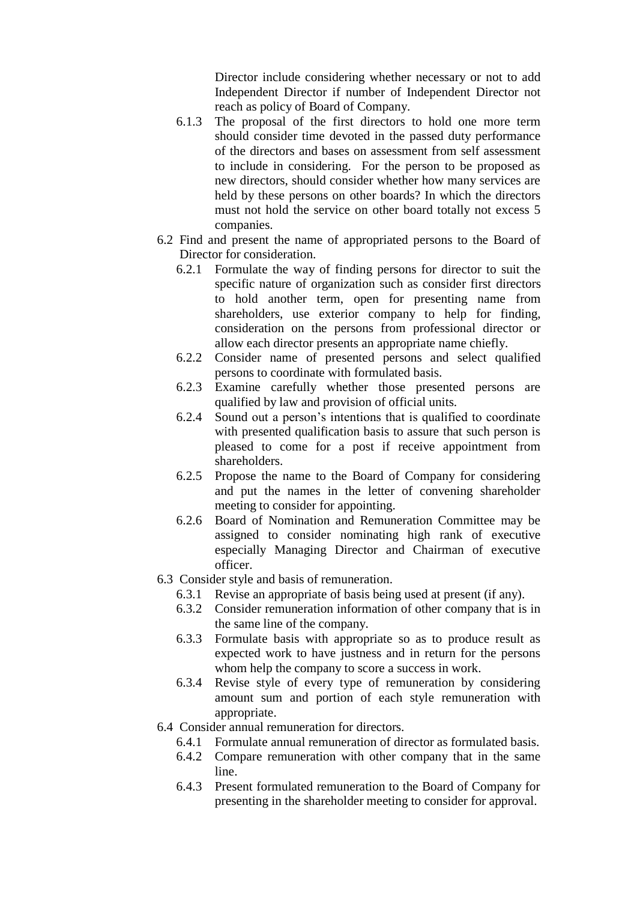Director include considering whether necessary or not to add Independent Director if number of Independent Director not reach as policy of Board of Company.

- 6.1.3 The proposal of the first directors to hold one more term should consider time devoted in the passed duty performance of the directors and bases on assessment from self assessment to include in considering. For the person to be proposed as new directors, should consider whether how many services are held by these persons on other boards? In which the directors must not hold the service on other board totally not excess 5 companies.

6.2 Find and present the name of appropriated persons to the Board of Director for consideration.

- 6.2.1 Formulate the way of finding persons for director to suit the specific nature of organization such as consider first directors to hold another term, open for presenting name from shareholders, use exterior company to help for finding, consideration on the persons from professional director or allow each director presents an appropriate name chiefly.
- 6.2.2 Consider name of presented persons and select qualified persons to coordinate with formulated basis.
- 6.2.3 Examine carefully whether those presented persons are qualified by law and provision of official units.
- 6.2.4 Sound out a person's intentions that is qualified to coordinate with presented qualification basis to assure that such person is pleased to come for a post if receive appointment from shareholders.
- 6.2.5 Propose the name to the Board of Company for considering and put the names in the letter of convening shareholder meeting to consider for appointing.
- 6.2.6 Board of Nomination and Remuneration Committee may be assigned to consider nominating high rank of executive especially Managing Director and Chairman of executive officer.

6.3 Consider style and basis of remuneration.

- 6.3.1 Revise an appropriate of basis being used at present (if any).
- 6.3.2 Consider remuneration information of other company that is in the same line of the company.
- 6.3.3 Formulate basis with appropriate so as to produce result as expected work to have justness and in return for the persons whom help the company to score a success in work.
- 6.3.4 Revise style of every type of remuneration by considering amount sum and portion of each style remuneration with appropriate.

6.4 Consider annual remuneration for directors.

- 6.4.1 Formulate annual remuneration of director as formulated basis.
- 6.4.2 Compare remuneration with other company that in the same line.
- 6.4.3 Present formulated remuneration to the Board of Company for presenting in the shareholder meeting to consider for approval.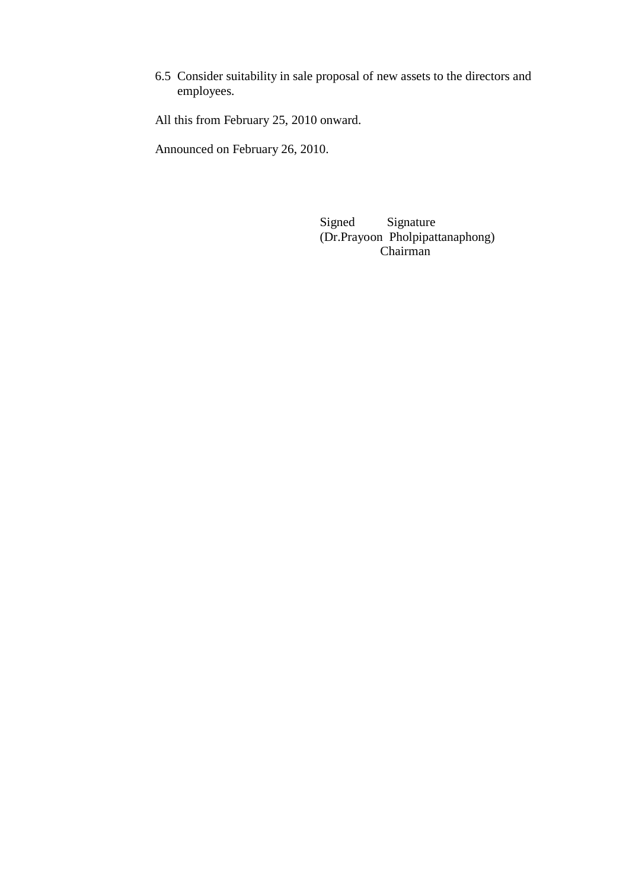6.5 Consider suitability in sale proposal of new assets to the directors and employees.

All this from February 25, 2010 onward.

Announced on February 26, 2010.

Signed Signature
(Dr.Prayoon Pholpipattanaphong)
Chairman